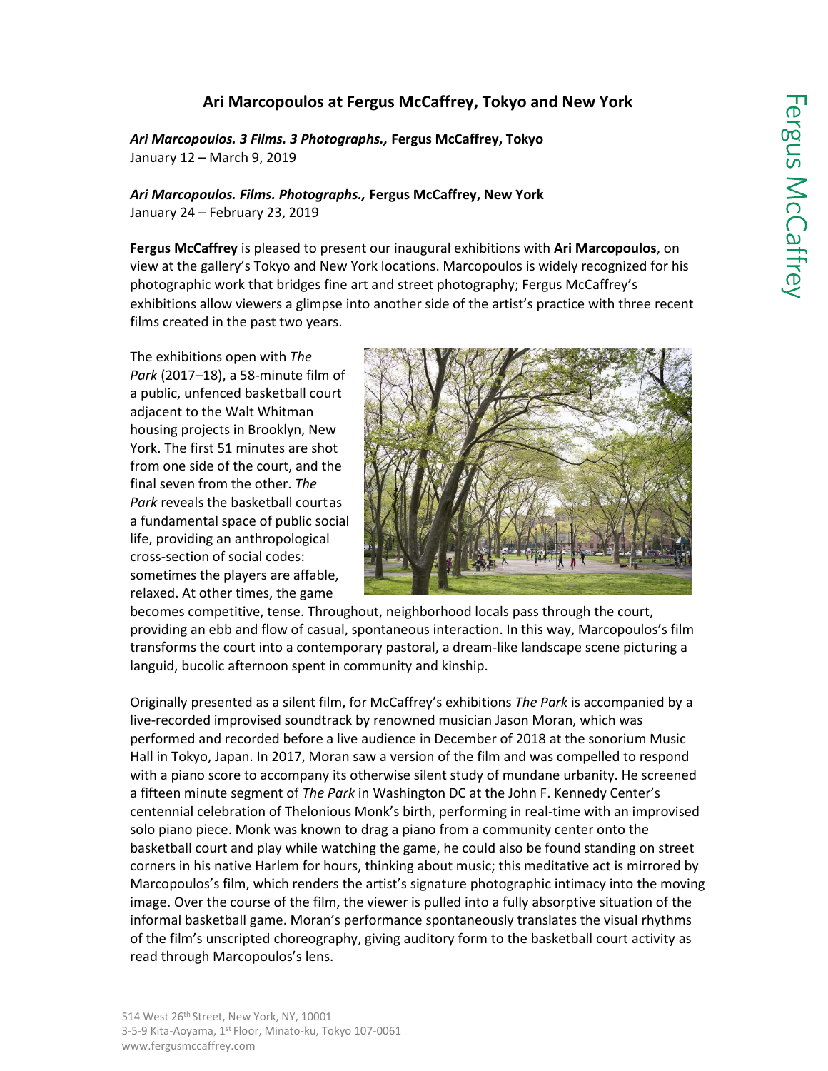# Ari Marcopoulos at Fergus McCaffrey, Tokyo and New York

***Ari Marcopoulos. 3 Films. 3 Photographs.,*** **Fergus McCaffrey, Tokyo**
January 12 – March 9, 2019

***Ari Marcopoulos. Films. Photographs.,*** **Fergus McCaffrey, New York**
January 24 – February 23, 2019

**Fergus McCaffrey** is pleased to present our inaugural exhibitions with **Ari Marcopoulos**, on view at the gallery's Tokyo and New York locations. Marcopoulos is widely recognized for his photographic work that bridges fine art and street photography; Fergus McCaffrey's exhibitions allow viewers a glimpse into another side of the artist's practice with three recent films created in the past two years.

The exhibitions open with *The Park* (2017–18), a 58-minute film of a public, unfenced basketball court adjacent to the Walt Whitman housing projects in Brooklyn, New York. The first 51 minutes are shot from one side of the court, and the final seven from the other. *The Park* reveals the basketball court as a fundamental space of public social life, providing an anthropological cross-section of social codes: sometimes the players are affable, relaxed. At other times, the game becomes competitive, tense. Throughout, neighborhood locals pass through the court, providing an ebb and flow of casual, spontaneous interaction. In this way, Marcopoulos's film transforms the court into a contemporary pastoral, a dream-like landscape scene picturing a languid, bucolic afternoon spent in community and kinship.

Originally presented as a silent film, for McCaffrey's exhibitions *The Park* is accompanied by a live-recorded improvised soundtrack by renowned musician Jason Moran, which was performed and recorded before a live audience in December of 2018 at the sonorium Music Hall in Tokyo, Japan. In 2017, Moran saw a version of the film and was compelled to respond with a piano score to accompany its otherwise silent study of mundane urbanity. He screened a fifteen minute segment of *The Park* in Washington DC at the John F. Kennedy Center's centennial celebration of Thelonious Monk's birth, performing in real-time with an improvised solo piano piece. Monk was known to drag a piano from a community center onto the basketball court and play while watching the game, he could also be found standing on street corners in his native Harlem for hours, thinking about music; this meditative act is mirrored by Marcopoulos's film, which renders the artist's signature photographic intimacy into the moving image. Over the course of the film, the viewer is pulled into a fully absorptive situation of the informal basketball game. Moran's performance spontaneously translates the visual rhythms of the film's unscripted choreography, giving auditory form to the basketball court activity as read through Marcopoulos's lens.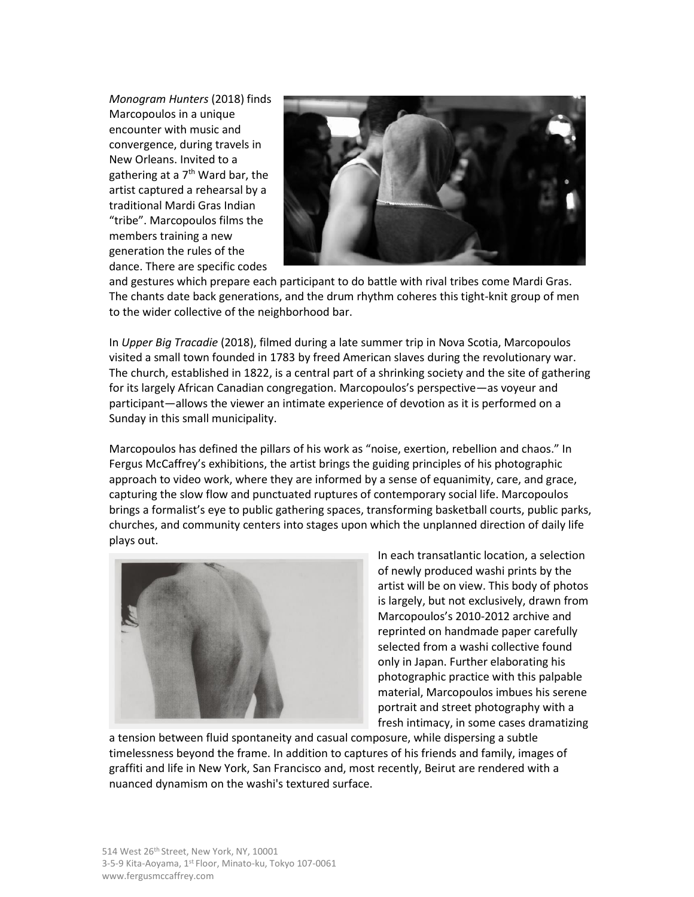*Monogram Hunters* (2018) finds Marcopoulos in a unique encounter with music and convergence, during travels in New Orleans. Invited to a gathering at a 7th Ward bar, the artist captured a rehearsal by a traditional Mardi Gras Indian "tribe". Marcopoulos films the members training a new generation the rules of the dance. There are specific codes and gestures which prepare each participant to do battle with rival tribes come Mardi Gras. The chants date back generations, and the drum rhythm coheres this tight-knit group of men to the wider collective of the neighborhood bar.

In *Upper Big Tracadie* (2018), filmed during a late summer trip in Nova Scotia, Marcopoulos visited a small town founded in 1783 by freed American slaves during the revolutionary war. The church, established in 1822, is a central part of a shrinking society and the site of gathering for its largely African Canadian congregation. Marcopoulos's perspective—as voyeur and participant—allows the viewer an intimate experience of devotion as it is performed on a Sunday in this small municipality.

Marcopoulos has defined the pillars of his work as "noise, exertion, rebellion and chaos." In Fergus McCaffrey's exhibitions, the artist brings the guiding principles of his photographic approach to video work, where they are informed by a sense of equanimity, care, and grace, capturing the slow flow and punctuated ruptures of contemporary social life. Marcopoulos brings a formalist's eye to public gathering spaces, transforming basketball courts, public parks, churches, and community centers into stages upon which the unplanned direction of daily life plays out.

In each transatlantic location, a selection of newly produced washi prints by the artist will be on view. This body of photos is largely, but not exclusively, drawn from Marcopoulos's 2010-2012 archive and reprinted on handmade paper carefully selected from a washi collective found only in Japan. Further elaborating his photographic practice with this palpable material, Marcopoulos imbues his serene portrait and street photography with a fresh intimacy, in some cases dramatizing a tension between fluid spontaneity and casual composure, while dispersing a subtle timelessness beyond the frame. In addition to captures of his friends and family, images of graffiti and life in New York, San Francisco and, most recently, Beirut are rendered with a nuanced dynamism on the washi's textured surface.

514 West 26th Street, New York, NY, 10001
3-5-9 Kita-Aoyama, 1st Floor, Minato-ku, Tokyo 107-0061
www.fergusmccaffrey.com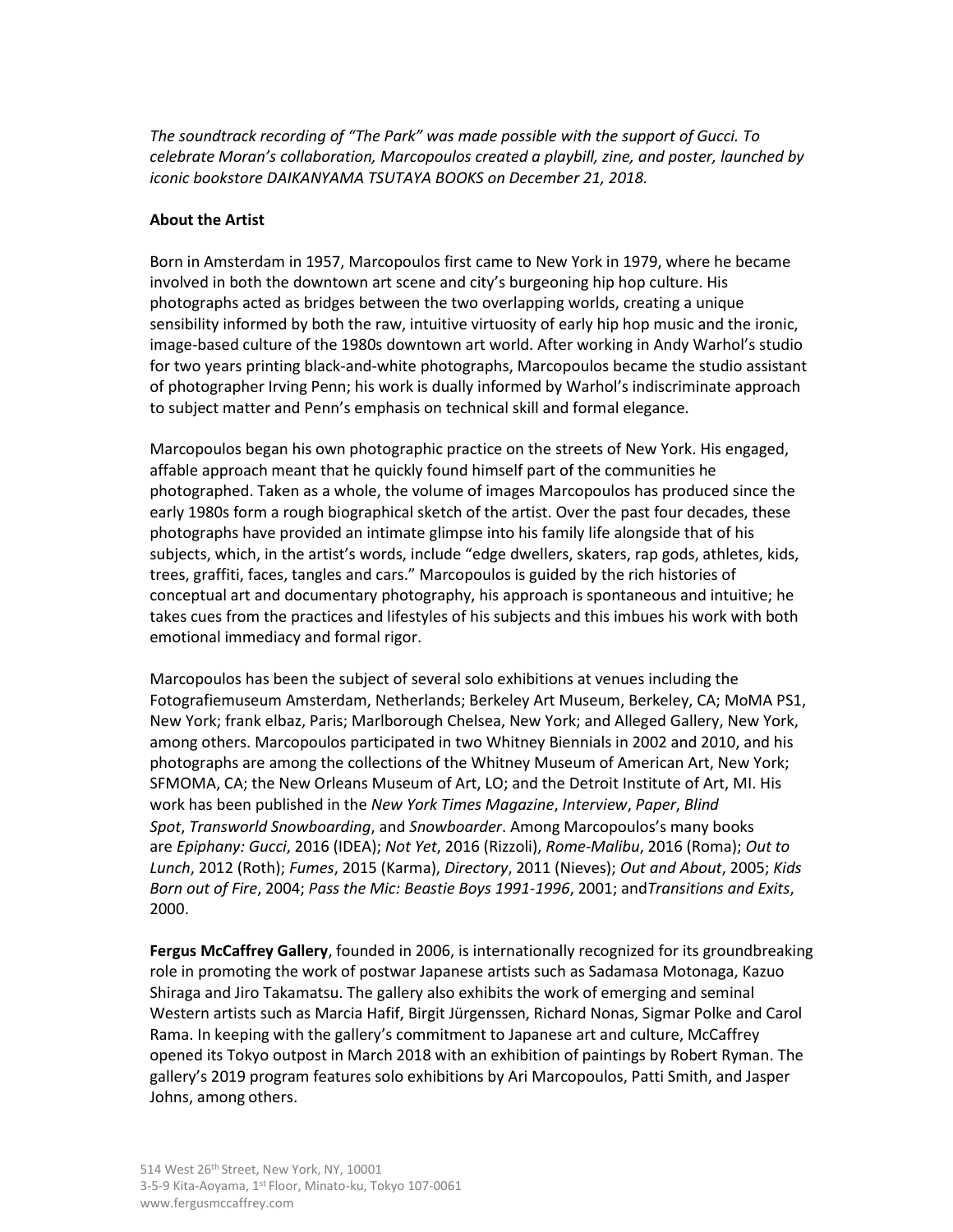*The soundtrack recording of "The Park" was made possible with the support of Gucci. To celebrate Moran's collaboration, Marcopoulos created a playbill, zine, and poster, launched by iconic bookstore DAIKANYAMA TSUTAYA BOOKS on December 21, 2018.*

**About the Artist**

Born in Amsterdam in 1957, Marcopoulos first came to New York in 1979, where he became involved in both the downtown art scene and city's burgeoning hip hop culture. His photographs acted as bridges between the two overlapping worlds, creating a unique sensibility informed by both the raw, intuitive virtuosity of early hip hop music and the ironic, image-based culture of the 1980s downtown art world. After working in Andy Warhol's studio for two years printing black-and-white photographs, Marcopoulos became the studio assistant of photographer Irving Penn; his work is dually informed by Warhol's indiscriminate approach to subject matter and Penn's emphasis on technical skill and formal elegance.

Marcopoulos began his own photographic practice on the streets of New York. His engaged, affable approach meant that he quickly found himself part of the communities he photographed. Taken as a whole, the volume of images Marcopoulos has produced since the early 1980s form a rough biographical sketch of the artist. Over the past four decades, these photographs have provided an intimate glimpse into his family life alongside that of his subjects, which, in the artist's words, include "edge dwellers, skaters, rap gods, athletes, kids, trees, graffiti, faces, tangles and cars." Marcopoulos is guided by the rich histories of conceptual art and documentary photography, his approach is spontaneous and intuitive; he takes cues from the practices and lifestyles of his subjects and this imbues his work with both emotional immediacy and formal rigor.

Marcopoulos has been the subject of several solo exhibitions at venues including the Fotografiemuseum Amsterdam, Netherlands; Berkeley Art Museum, Berkeley, CA; MoMA PS1, New York; frank elbaz, Paris; Marlborough Chelsea, New York; and Alleged Gallery, New York, among others. Marcopoulos participated in two Whitney Biennials in 2002 and 2010, and his photographs are among the collections of the Whitney Museum of American Art, New York; SFMOMA, CA; the New Orleans Museum of Art, LO; and the Detroit Institute of Art, MI. His work has been published in the *New York Times Magazine*, *Interview*, *Paper*, *Blind Spot*, *Transworld Snowboarding*, and *Snowboarder*. Among Marcopoulos's many books are *Epiphany: Gucci*, 2016 (IDEA); *Not Yet*, 2016 (Rizzoli), *Rome-Malibu*, 2016 (Roma); *Out to Lunch*, 2012 (Roth); *Fumes*, 2015 (Karma), *Directory*, 2011 (Nieves); *Out and About*, 2005; *Kids Born out of Fire*, 2004; *Pass the Mic: Beastie Boys 1991-1996*, 2001; and*Transitions and Exits*, 2000.

**Fergus McCaffrey Gallery**, founded in 2006, is internationally recognized for its groundbreaking role in promoting the work of postwar Japanese artists such as Sadamasa Motonaga, Kazuo Shiraga and Jiro Takamatsu. The gallery also exhibits the work of emerging and seminal Western artists such as Marcia Hafif, Birgit Jürgenssen, Richard Nonas, Sigmar Polke and Carol Rama. In keeping with the gallery's commitment to Japanese art and culture, McCaffrey opened its Tokyo outpost in March 2018 with an exhibition of paintings by Robert Ryman. The gallery's 2019 program features solo exhibitions by Ari Marcopoulos, Patti Smith, and Jasper Johns, among others.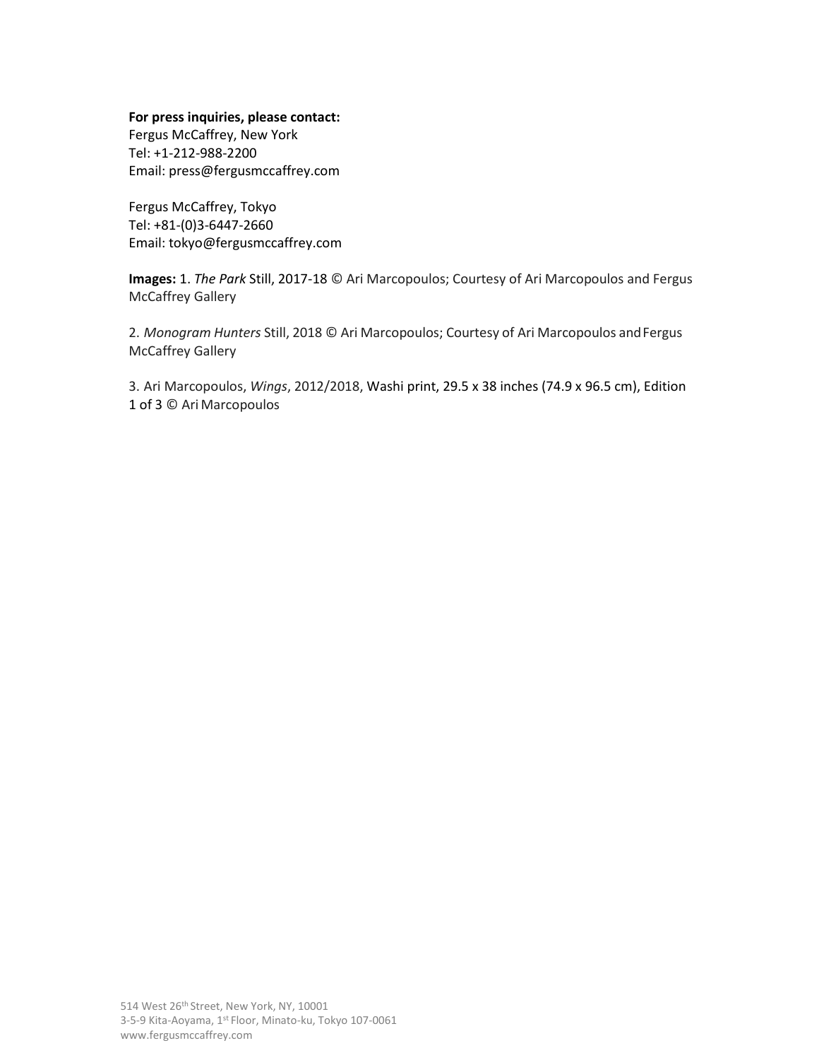**For press inquiries, please contact:**
Fergus McCaffrey, New York
Tel: +1-212-988-2200
Email: press@fergusmccaffrey.com

Fergus McCaffrey, Tokyo
Tel: +81-(0)3-6447-2660
Email: tokyo@fergusmccaffrey.com

**Images:** 1. *The Park* Still, 2017-18 © Ari Marcopoulos; Courtesy of Ari Marcopoulos and Fergus McCaffrey Gallery

2. *Monogram Hunters* Still, 2018 © Ari Marcopoulos; Courtesy of Ari Marcopoulos and Fergus McCaffrey Gallery

3. Ari Marcopoulos, *Wings*, 2012/2018, Washi print, 29.5 x 38 inches (74.9 x 96.5 cm), Edition 1 of 3 © Ari Marcopoulos